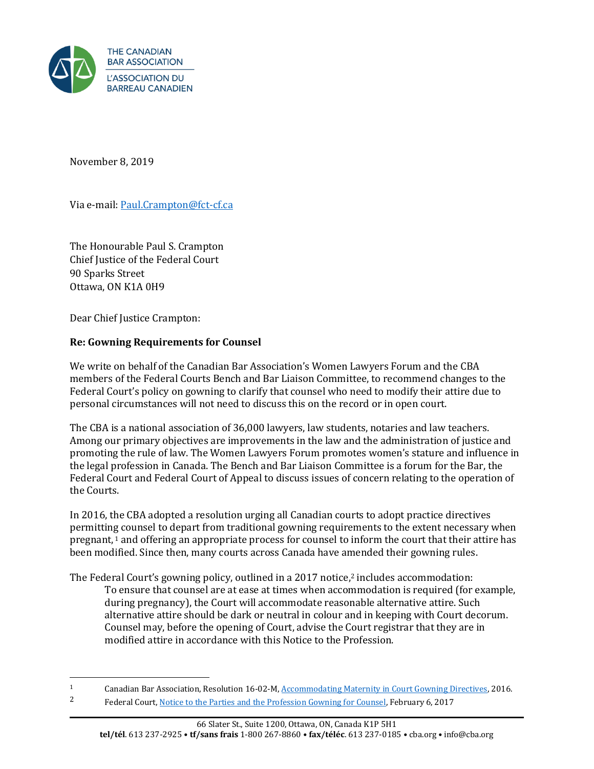THE CANADIAN BAR ASSOCIATION
L'ASSOCIATION DU BARREAU CANADIEN

November 8, 2019

Via e-mail: Paul.Crampton@fct-cf.ca

The Honourable Paul S. Crampton
Chief Justice of the Federal Court
90 Sparks Street
Ottawa, ON K1A 0H9

Dear Chief Justice Crampton:

**Re: Gowning Requirements for Counsel**

We write on behalf of the Canadian Bar Association's Women Lawyers Forum and the CBA members of the Federal Courts Bench and Bar Liaison Committee, to recommend changes to the Federal Court's policy on gowning to clarify that counsel who need to modify their attire due to personal circumstances will not need to discuss this on the record or in open court.

The CBA is a national association of 36,000 lawyers, law students, notaries and law teachers. Among our primary objectives are improvements in the law and the administration of justice and promoting the rule of law. The Women Lawyers Forum promotes women's stature and influence in the legal profession in Canada. The Bench and Bar Liaison Committee is a forum for the Bar, the Federal Court and Federal Court of Appeal to discuss issues of concern relating to the operation of the Courts.

In 2016, the CBA adopted a resolution urging all Canadian courts to adopt practice directives permitting counsel to depart from traditional gowning requirements to the extent necessary when pregnant,[1] and offering an appropriate process for counsel to inform the court that their attire has been modified. Since then, many courts across Canada have amended their gowning rules.

The Federal Court's gowning policy, outlined in a 2017 notice,[2] includes accommodation:

> To ensure that counsel are at ease at times when accommodation is required (for example, during pregnancy), the Court will accommodate reasonable alternative attire. Such alternative attire should be dark or neutral in colour and in keeping with Court decorum. Counsel may, before the opening of Court, advise the Court registrar that they are in modified attire in accordance with this Notice to the Profession.

---

[1] Canadian Bar Association, Resolution 16-02-M, Accommodating Maternity in Court Gowning Directives, 2016.

[2] Federal Court, Notice to the Parties and the Profession Gowning for Counsel, February 6, 2017

66 Slater St., Suite 1200, Ottawa, ON, Canada K1P 5H1
**tel/tél**. 613 237-2925 • **tf/sans frais** 1-800 267-8860 • **fax/téléc**. 613 237-0185 • cba.org • info@cba.org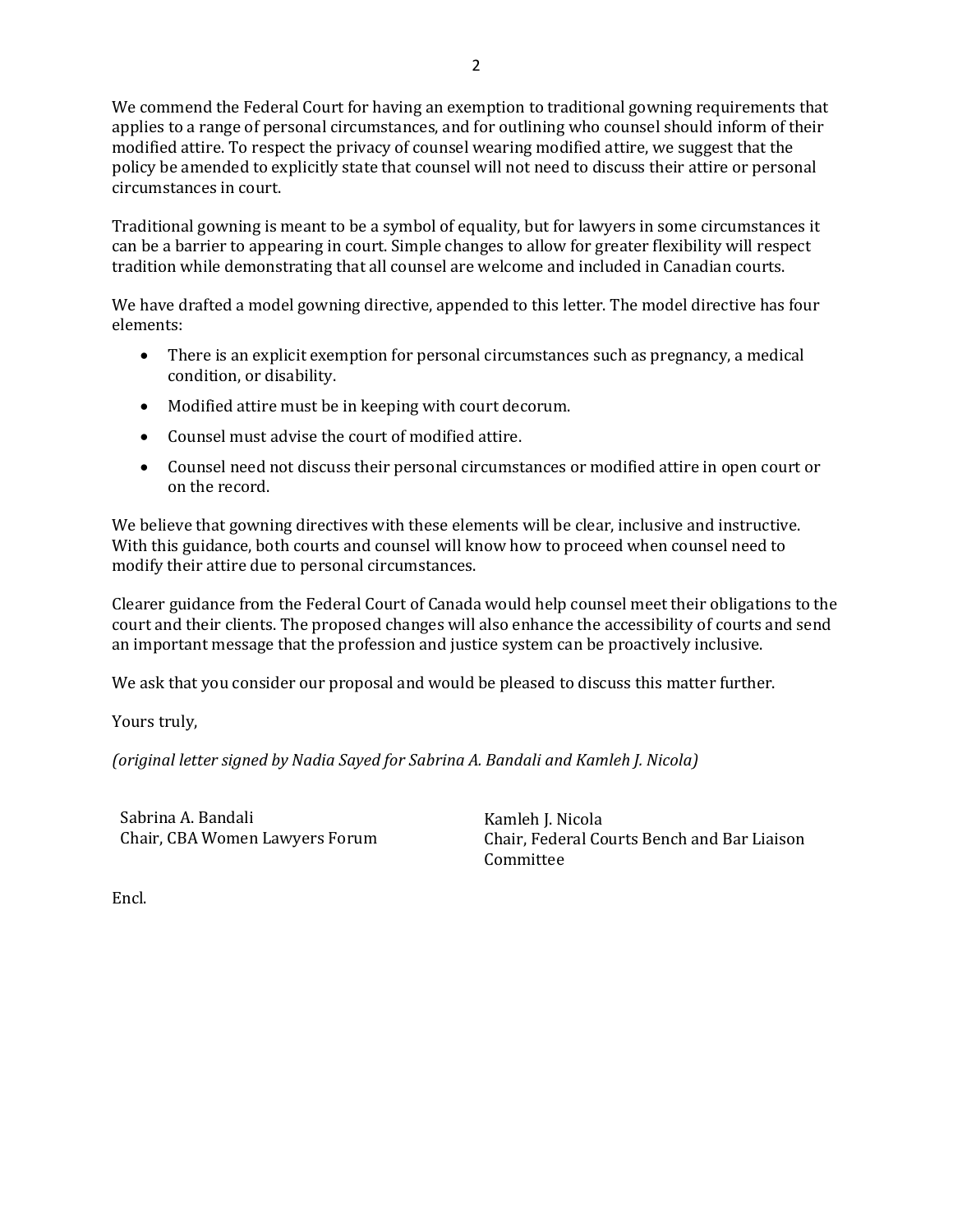We commend the Federal Court for having an exemption to traditional gowning requirements that applies to a range of personal circumstances, and for outlining who counsel should inform of their modified attire. To respect the privacy of counsel wearing modified attire, we suggest that the policy be amended to explicitly state that counsel will not need to discuss their attire or personal circumstances in court.

Traditional gowning is meant to be a symbol of equality, but for lawyers in some circumstances it can be a barrier to appearing in court. Simple changes to allow for greater flexibility will respect tradition while demonstrating that all counsel are welcome and included in Canadian courts.

We have drafted a model gowning directive, appended to this letter. The model directive has four elements:

- There is an explicit exemption for personal circumstances such as pregnancy, a medical condition, or disability.
- Modified attire must be in keeping with court decorum.
- Counsel must advise the court of modified attire.
- Counsel need not discuss their personal circumstances or modified attire in open court or on the record.

We believe that gowning directives with these elements will be clear, inclusive and instructive. With this guidance, both courts and counsel will know how to proceed when counsel need to modify their attire due to personal circumstances.

Clearer guidance from the Federal Court of Canada would help counsel meet their obligations to the court and their clients. The proposed changes will also enhance the accessibility of courts and send an important message that the profession and justice system can be proactively inclusive.

We ask that you consider our proposal and would be pleased to discuss this matter further.

Yours truly,

*(original letter signed by Nadia Sayed for Sabrina A. Bandali and Kamleh J. Nicola)*

Sabrina A. Bandali
Chair, CBA Women Lawyers Forum

Kamleh J. Nicola
Chair, Federal Courts Bench and Bar Liaison Committee

Encl.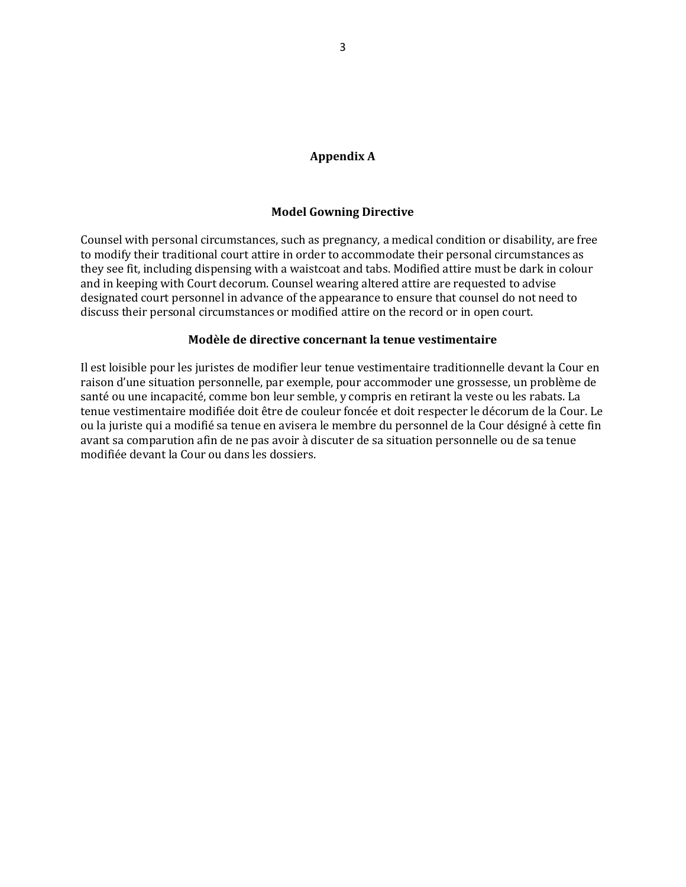## Appendix A

### Model Gowning Directive

Counsel with personal circumstances, such as pregnancy, a medical condition or disability, are free to modify their traditional court attire in order to accommodate their personal circumstances as they see fit, including dispensing with a waistcoat and tabs. Modified attire must be dark in colour and in keeping with Court decorum. Counsel wearing altered attire are requested to advise designated court personnel in advance of the appearance to ensure that counsel do not need to discuss their personal circumstances or modified attire on the record or in open court.

### Modèle de directive concernant la tenue vestimentaire

Il est loisible pour les juristes de modifier leur tenue vestimentaire traditionnelle devant la Cour en raison d'une situation personnelle, par exemple, pour accommoder une grossesse, un problème de santé ou une incapacité, comme bon leur semble, y compris en retirant la veste ou les rabats. La tenue vestimentaire modifiée doit être de couleur foncée et doit respecter le décorum de la Cour. Le ou la juriste qui a modifié sa tenue en avisera le membre du personnel de la Cour désigné à cette fin avant sa comparution afin de ne pas avoir à discuter de sa situation personnelle ou de sa tenue modifiée devant la Cour ou dans les dossiers.